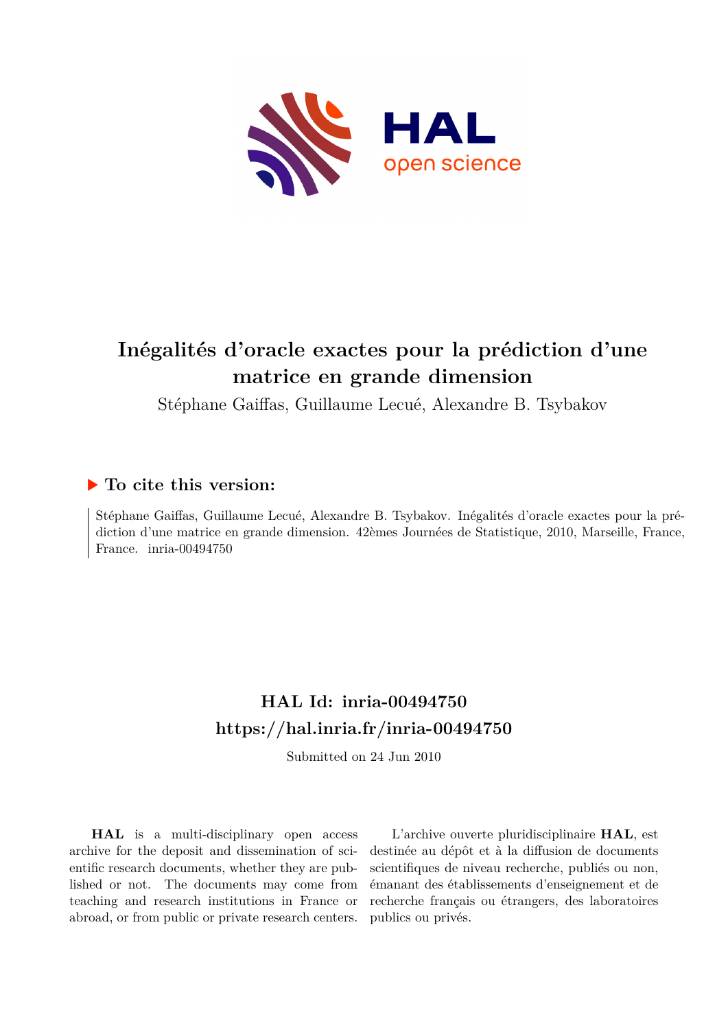# Inégalités d'oracle exactes pour la prédiction d'une matrice en grande dimension

Stéphane Gaiffas, Guillaume Lecué, Alexandre B. Tsybakov

## To cite this version:

Stéphane Gaiffas, Guillaume Lecué, Alexandre B. Tsybakov. Inégalités d'oracle exactes pour la prédiction d'une matrice en grande dimension. 42èmes Journées de Statistique, 2010, Marseille, France, France. inria-00494750

## HAL Id: inria-00494750

## https://hal.inria.fr/inria-00494750

Submitted on 24 Jun 2010

**HAL** is a multi-disciplinary open access archive for the deposit and dissemination of scientific research documents, whether they are published or not. The documents may come from teaching and research institutions in France or abroad, or from public or private research centers.

L'archive ouverte pluridisciplinaire **HAL**, est destinée au dépôt et à la diffusion de documents scientifiques de niveau recherche, publiés ou non, émanant des établissements d'enseignement et de recherche français ou étrangers, des laboratoires publics ou privés.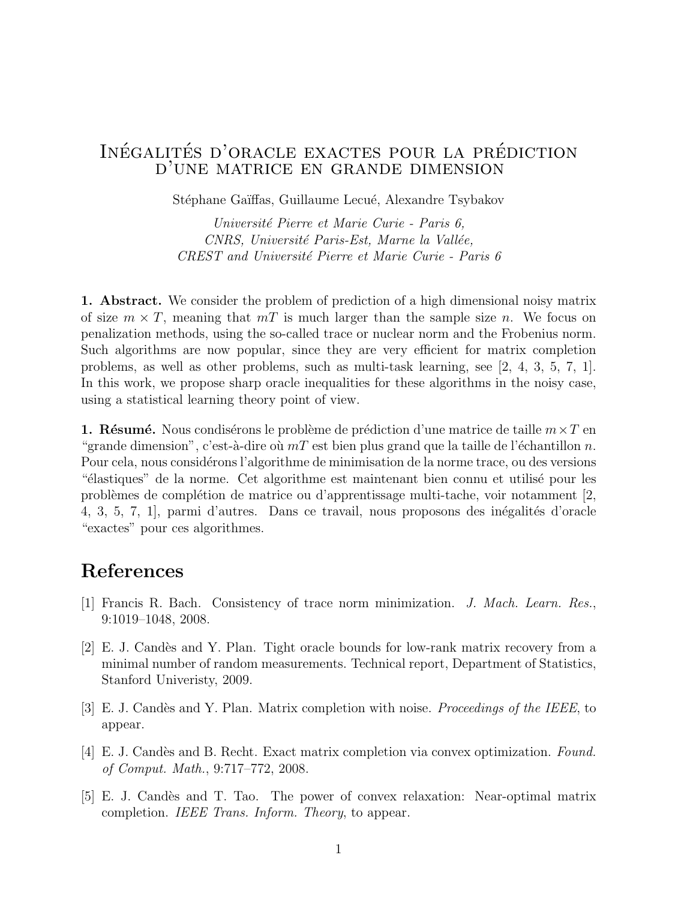# Inégalités d'oracle exactes pour la prédiction d'une matrice en grande dimension

Stéphane Gaïffas, Guillaume Lecué, Alexandre Tsybakov

*Université Pierre et Marie Curie - Paris 6,*
*CNRS, Université Paris-Est, Marne la Vallée,*
*CREST and Université Pierre et Marie Curie - Paris 6*

**1. Abstract.** We consider the problem of prediction of a high dimensional noisy matrix of size $m \times T$, meaning that $mT$ is much larger than the sample size $n$. We focus on penalization methods, using the so-called trace or nuclear norm and the Frobenius norm. Such algorithms are now popular, since they are very efficient for matrix completion problems, as well as other problems, such as multi-task learning, see [2, 4, 3, 5, 7, 1]. In this work, we propose sharp oracle inequalities for these algorithms in the noisy case, using a statistical learning theory point of view.

**1. Résumé.** Nous condisérons le problème de prédiction d'une matrice de taille $m \times T$ en "grande dimension", c'est-à-dire où $mT$ est bien plus grand que la taille de l'échantillon $n$. Pour cela, nous considérons l'algorithme de minimisation de la norme trace, ou des versions "élastiques" de la norme. Cet algorithme est maintenant bien connu et utilisé pour les problèmes de complétion de matrice ou d'apprentissage multi-tache, voir notamment [2, 4, 3, 5, 7, 1], parmi d'autres. Dans ce travail, nous proposons des inégalités d'oracle "exactes" pour ces algorithmes.

# References

[1] Francis R. Bach. Consistency of trace norm minimization. *J. Mach. Learn. Res.*, 9:1019–1048, 2008.

[2] E. J. Candès and Y. Plan. Tight oracle bounds for low-rank matrix recovery from a minimal number of random measurements. Technical report, Department of Statistics, Stanford Univeristy, 2009.

[3] E. J. Candès and Y. Plan. Matrix completion with noise. *Proceedings of the IEEE*, to appear.

[4] E. J. Candès and B. Recht. Exact matrix completion via convex optimization. *Found. of Comput. Math.*, 9:717–772, 2008.

[5] E. J. Candès and T. Tao. The power of convex relaxation: Near-optimal matrix completion. *IEEE Trans. Inform. Theory*, to appear.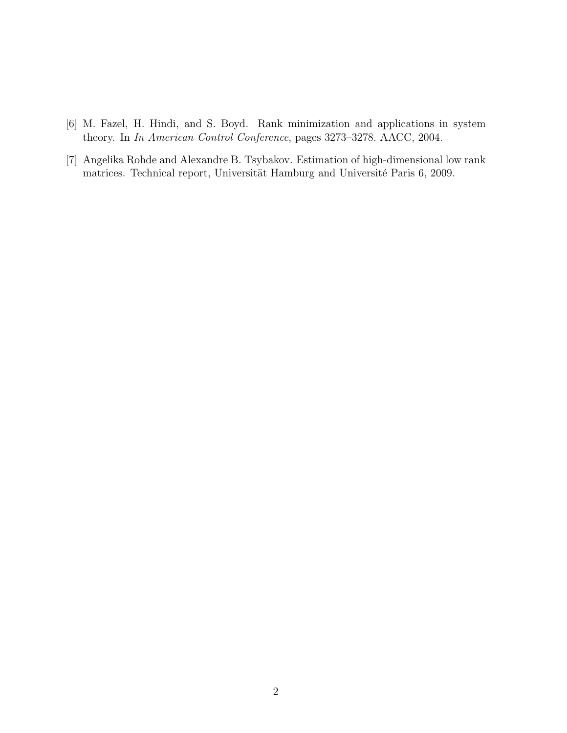[6] M. Fazel, H. Hindi, and S. Boyd. Rank minimization and applications in system theory. In *In American Control Conference*, pages 3273–3278. AACC, 2004.

[7] Angelika Rohde and Alexandre B. Tsybakov. Estimation of high-dimensional low rank matrices. Technical report, Universität Hamburg and Université Paris 6, 2009.